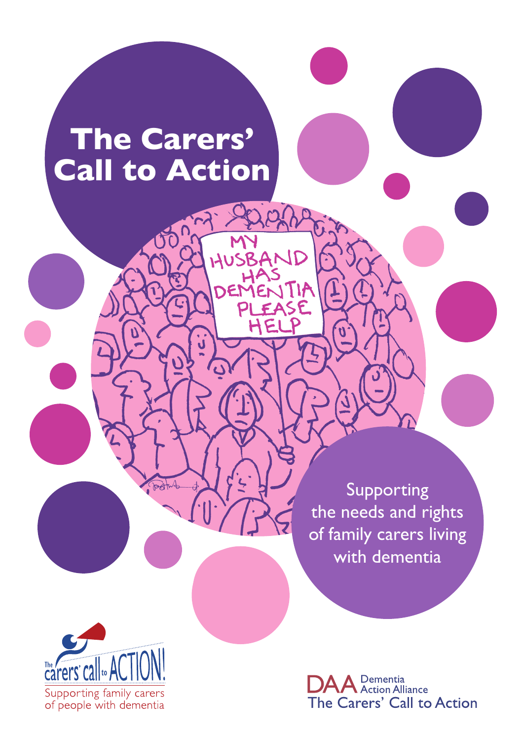# The Carers' Call to Action

Supporting the needs and rights of family carers living with dementia

The carers' call to ACTION!

Supporting family carers of people with dementia

DAA Dementia Action Alliance

The Carers' Call to Action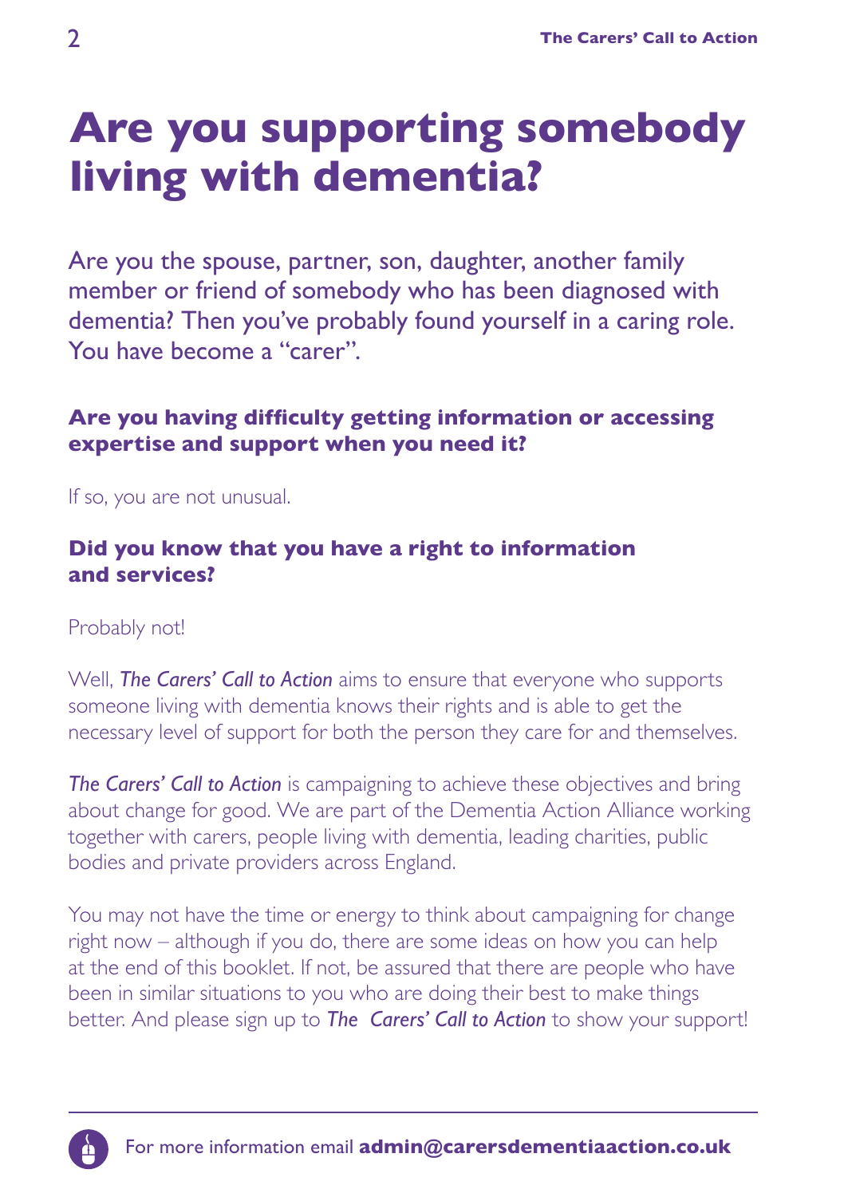# Are you supporting somebody living with dementia?

Are you the spouse, partner, son, daughter, another family member or friend of somebody who has been diagnosed with dementia? Then you've probably found yourself in a caring role. You have become a "carer".

**Are you having difficulty getting information or accessing expertise and support when you need it?**

If so, you are not unusual.

**Did you know that you have a right to information and services?**

Probably not!

Well, *The Carers' Call to Action* aims to ensure that everyone who supports someone living with dementia knows their rights and is able to get the necessary level of support for both the person they care for and themselves.

*The Carers' Call to Action* is campaigning to achieve these objectives and bring about change for good. We are part of the Dementia Action Alliance working together with carers, people living with dementia, leading charities, public bodies and private providers across England.

You may not have the time or energy to think about campaigning for change right now – although if you do, there are some ideas on how you can help at the end of this booklet. If not, be assured that there are people who have been in similar situations to you who are doing their best to make things better. And please sign up to *The Carers' Call to Action* to show your support!

For more information email **admin@carersdementiaaction.co.uk**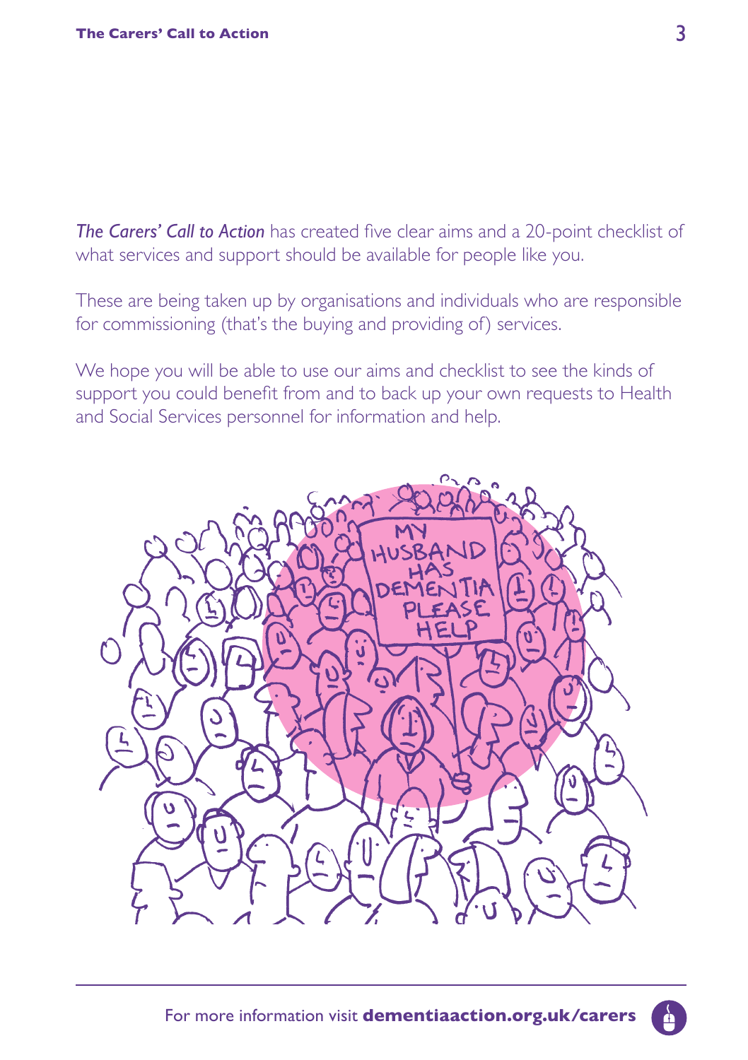*The Carers' Call to Action* has created five clear aims and a 20-point checklist of what services and support should be available for people like you.

These are being taken up by organisations and individuals who are responsible for commissioning (that's the buying and providing of) services.

We hope you will be able to use our aims and checklist to see the kinds of support you could benefit from and to back up your own requests to Health and Social Services personnel for information and help.

For more information visit **dementiaaction.org.uk/carers**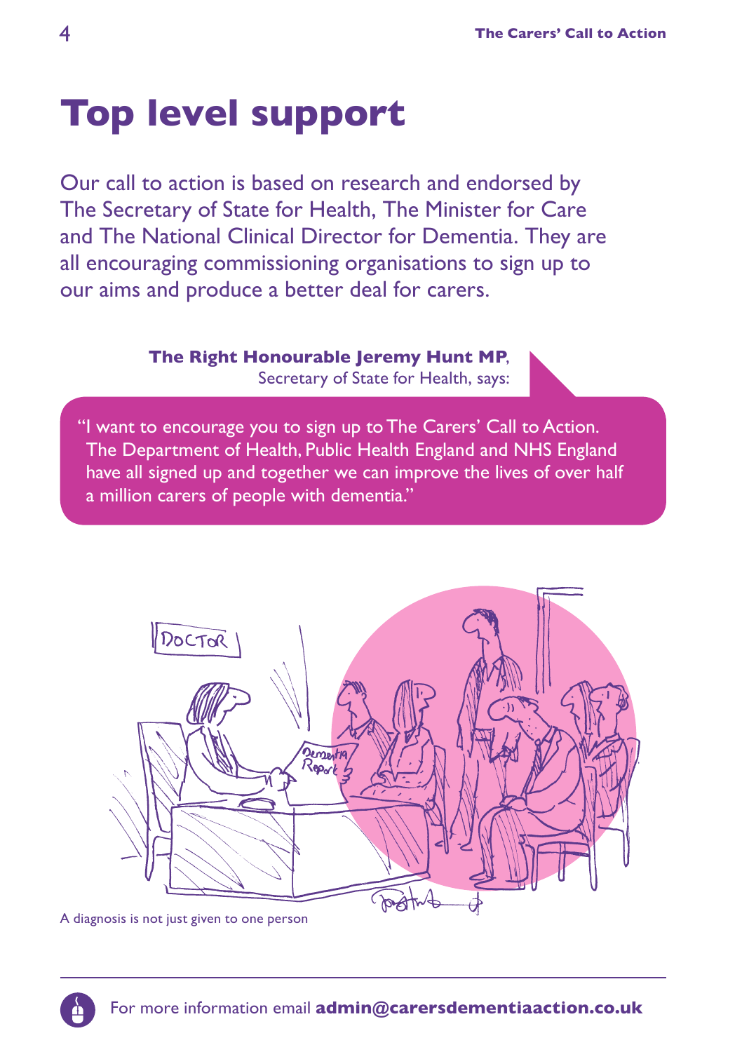# Top level support

Our call to action is based on research and endorsed by The Secretary of State for Health, The Minister for Care and The National Clinical Director for Dementia. They are all encouraging commissioning organisations to sign up to our aims and produce a better deal for carers.

**The Right Honourable Jeremy Hunt MP**,
Secretary of State for Health, says:

"I want to encourage you to sign up to The Carers' Call to Action. The Department of Health, Public Health England and NHS England have all signed up and together we can improve the lives of over half a million carers of people with dementia."

A diagnosis is not just given to one person

For more information email **admin@carersdementiaaction.co.uk**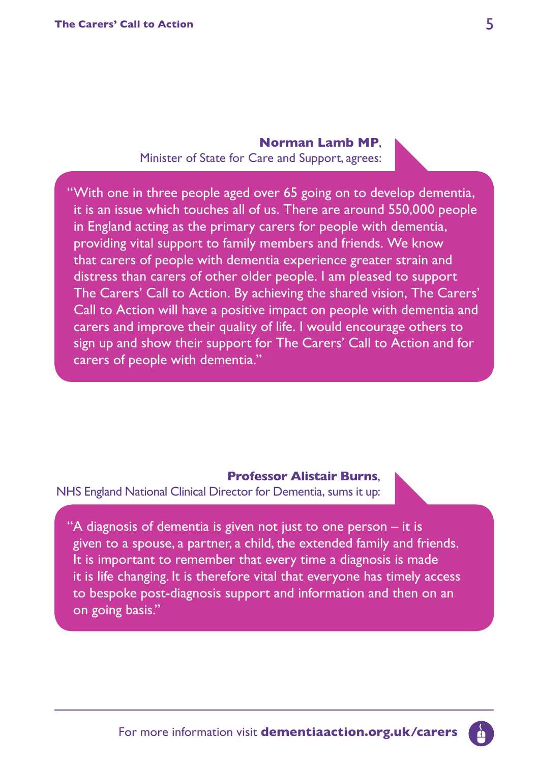**Norman Lamb MP**,
Minister of State for Care and Support, agrees:

"With one in three people aged over 65 going on to develop dementia, it is an issue which touches all of us. There are around 550,000 people in England acting as the primary carers for people with dementia, providing vital support to family members and friends. We know that carers of people with dementia experience greater strain and distress than carers of other older people. I am pleased to support The Carers' Call to Action. By achieving the shared vision, The Carers' Call to Action will have a positive impact on people with dementia and carers and improve their quality of life. I would encourage others to sign up and show their support for The Carers' Call to Action and for carers of people with dementia."

**Professor Alistair Burns**,
NHS England National Clinical Director for Dementia, sums it up:

"A diagnosis of dementia is given not just to one person – it is given to a spouse, a partner, a child, the extended family and friends. It is important to remember that every time a diagnosis is made it is life changing. It is therefore vital that everyone has timely access to bespoke post-diagnosis support and information and then on an on going basis."

For more information visit **dementiaaction.org.uk/carers**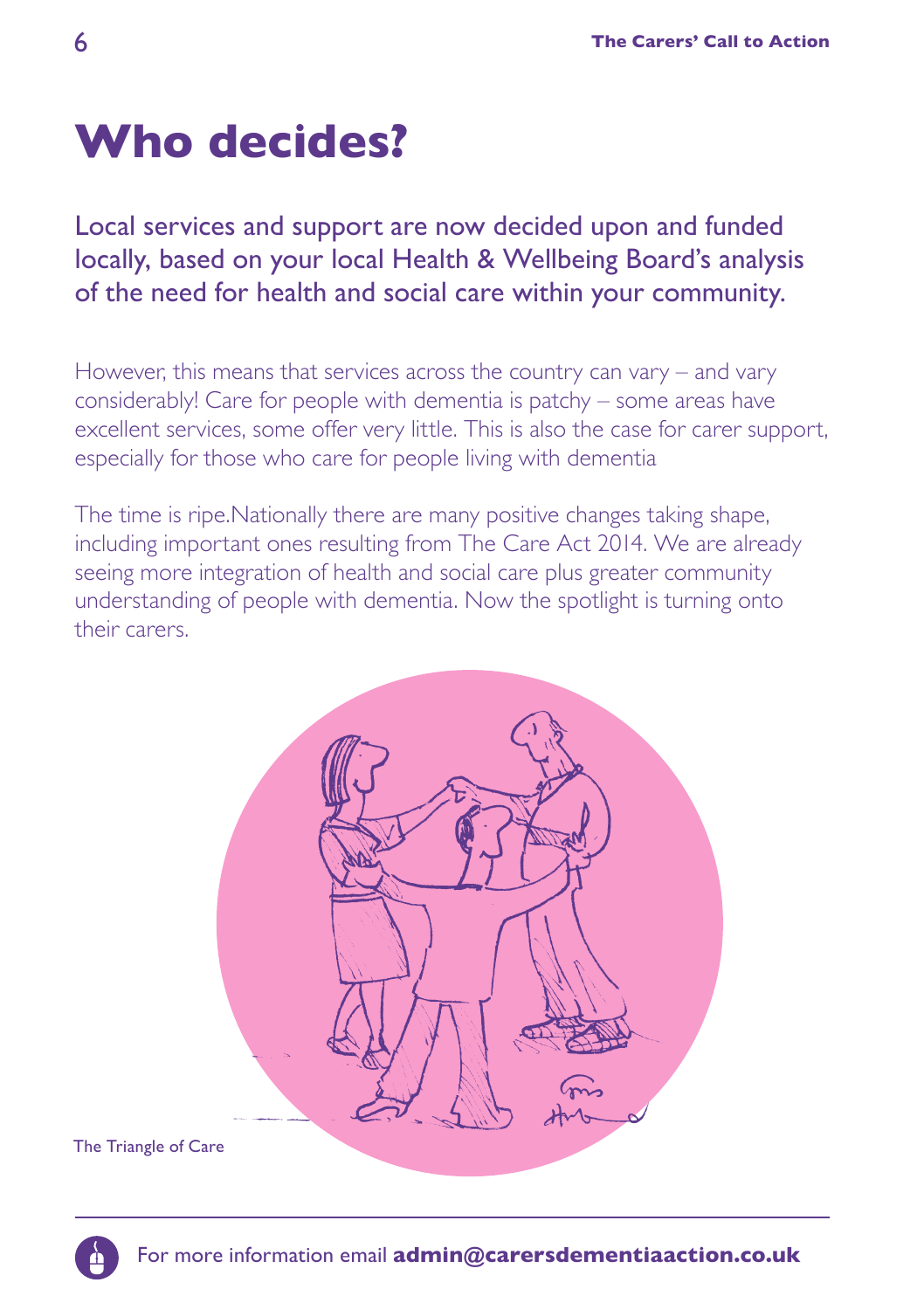# Who decides?

Local services and support are now decided upon and funded locally, based on your local Health & Wellbeing Board's analysis of the need for health and social care within your community.

However, this means that services across the country can vary – and vary considerably! Care for people with dementia is patchy – some areas have excellent services, some offer very little. This is also the case for carer support, especially for those who care for people living with dementia

The time is ripe.Nationally there are many positive changes taking shape, including important ones resulting from The Care Act 2014. We are already seeing more integration of health and social care plus greater community understanding of people with dementia. Now the spotlight is turning onto their carers.

The Triangle of Care

For more information email **admin@carersdementiaaction.co.uk**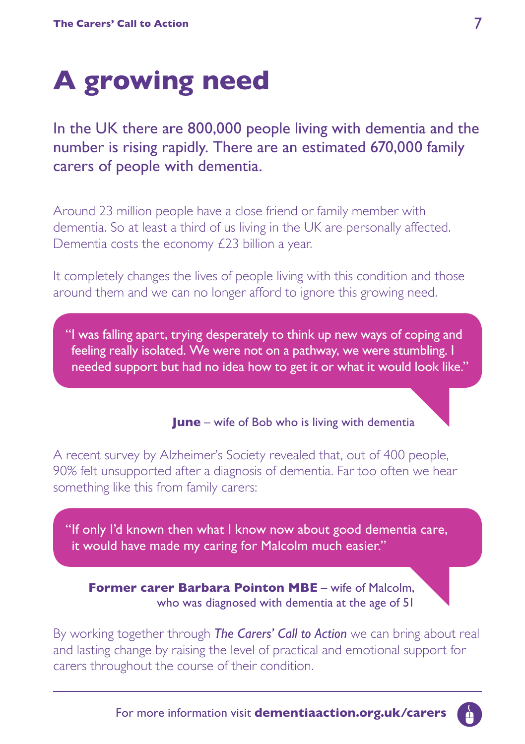# A growing need

In the UK there are 800,000 people living with dementia and the number is rising rapidly. There are an estimated 670,000 family carers of people with dementia.

Around 23 million people have a close friend or family member with dementia. So at least a third of us living in the UK are personally affected. Dementia costs the economy £23 billion a year.

It completely changes the lives of people living with this condition and those around them and we can no longer afford to ignore this growing need.

> "I was falling apart, trying desperately to think up new ways of coping and feeling really isolated. We were not on a pathway, we were stumbling. I needed support but had no idea how to get it or what it would look like."

**June** – wife of Bob who is living with dementia

A recent survey by Alzheimer's Society revealed that, out of 400 people, 90% felt unsupported after a diagnosis of dementia. Far too often we hear something like this from family carers:

> "If only I'd known then what I know now about good dementia care, it would have made my caring for Malcolm much easier."

**Former carer Barbara Pointon MBE** – wife of Malcolm, who was diagnosed with dementia at the age of 51

By working together through *The Carers' Call to Action* we can bring about real and lasting change by raising the level of practical and emotional support for carers throughout the course of their condition.

For more information visit **dementiaaction.org.uk/carers**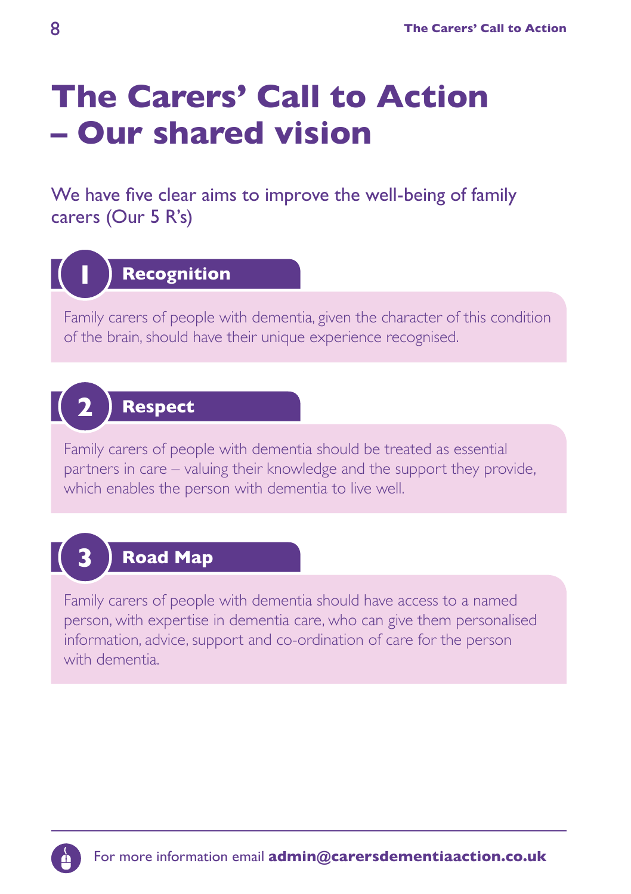# The Carers' Call to Action – Our shared vision

We have five clear aims to improve the well-being of family carers (Our 5 R's)

## 1 Recognition

Family carers of people with dementia, given the character of this condition of the brain, should have their unique experience recognised.

## 2 Respect

Family carers of people with dementia should be treated as essential partners in care – valuing their knowledge and the support they provide, which enables the person with dementia to live well.

## 3 Road Map

Family carers of people with dementia should have access to a named person, with expertise in dementia care, who can give them personalised information, advice, support and co-ordination of care for the person with dementia.

For more information email **admin@carersdementiaaction.co.uk**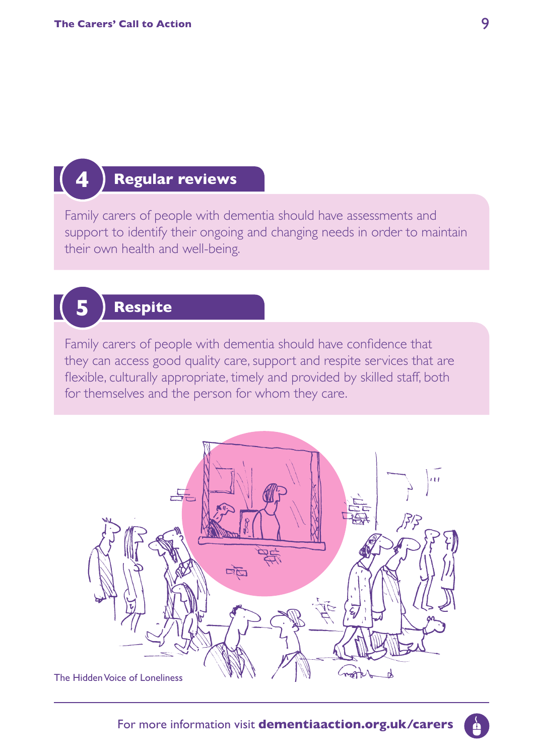## 4 Regular reviews

Family carers of people with dementia should have assessments and support to identify their ongoing and changing needs in order to maintain their own health and well-being.

## 5 Respite

Family carers of people with dementia should have confidence that they can access good quality care, support and respite services that are flexible, culturally appropriate, timely and provided by skilled staff, both for themselves and the person for whom they care.

The Hidden Voice of Loneliness

For more information visit **dementiaaction.org.uk/carers**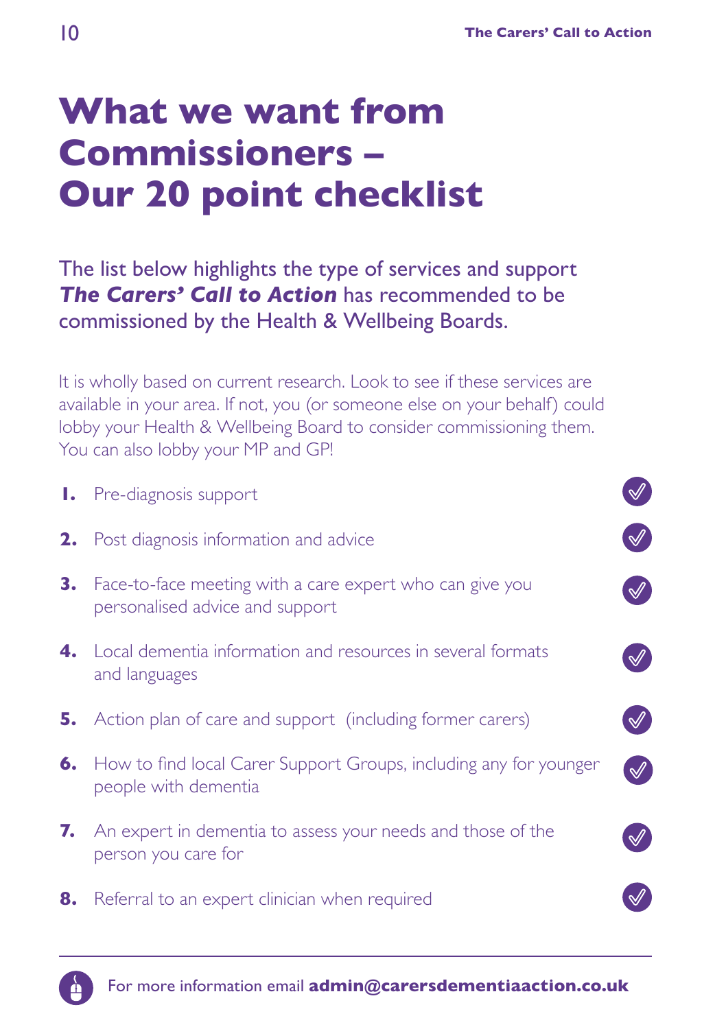# What we want from Commissioners – Our 20 point checklist

The list below highlights the type of services and support ***The Carers' Call to Action*** has recommended to be commissioned by the Health & Wellbeing Boards.

It is wholly based on current research. Look to see if these services are available in your area. If not, you (or someone else on your behalf) could lobby your Health & Wellbeing Board to consider commissioning them. You can also lobby your MP and GP!

1. Pre-diagnosis support
2. Post diagnosis information and advice
3. Face-to-face meeting with a care expert who can give you personalised advice and support
4. Local dementia information and resources in several formats and languages
5. Action plan of care and support (including former carers)
6. How to find local Carer Support Groups, including any for younger people with dementia
7. An expert in dementia to assess your needs and those of the person you care for
8. Referral to an expert clinician when required

For more information email **admin@carersdementiaaction.co.uk**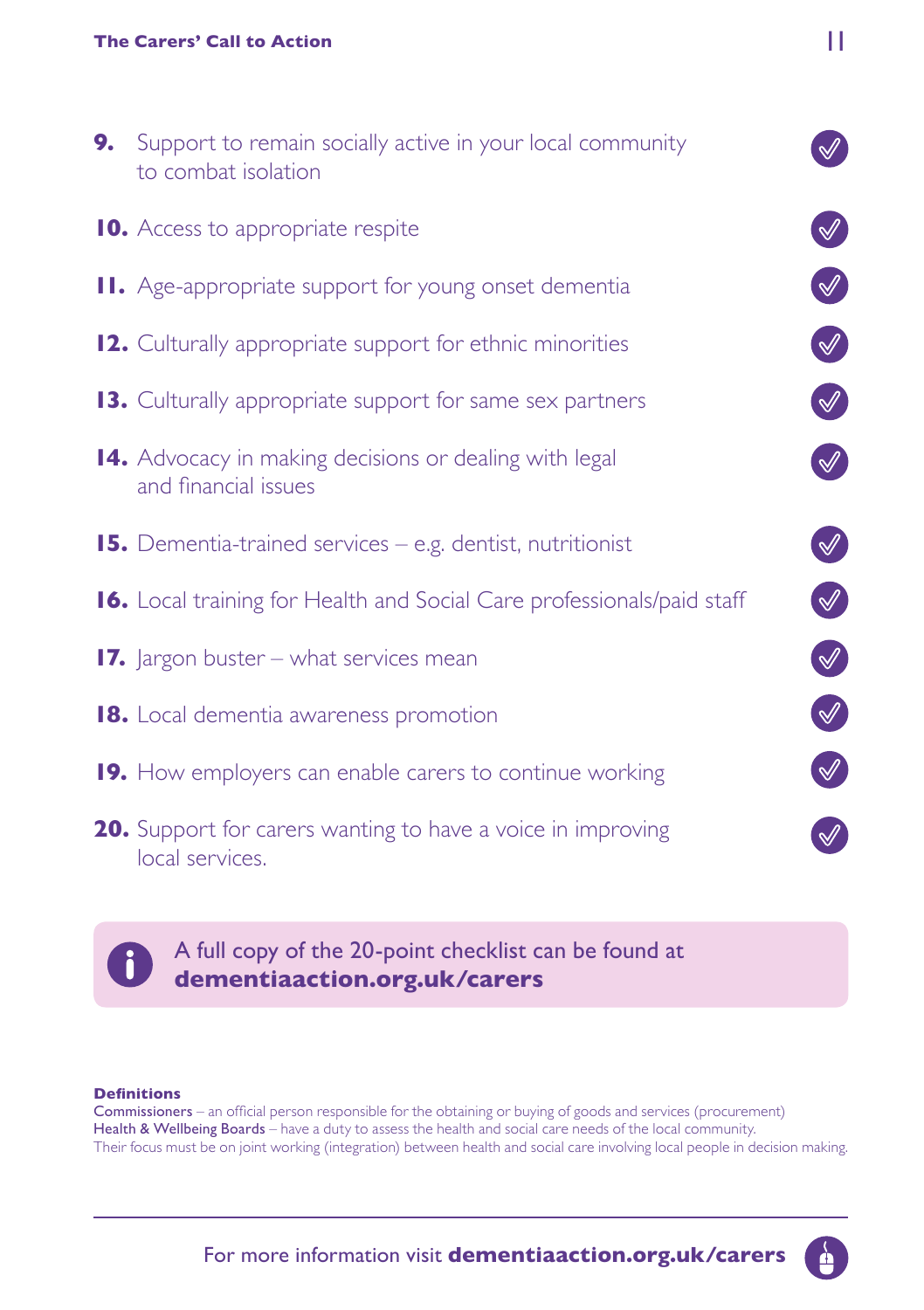9. Support to remain socially active in your local community to combat isolation
10. Access to appropriate respite
11. Age-appropriate support for young onset dementia
12. Culturally appropriate support for ethnic minorities
13. Culturally appropriate support for same sex partners
14. Advocacy in making decisions or dealing with legal and financial issues
15. Dementia-trained services – e.g. dentist, nutritionist
16. Local training for Health and Social Care professionals/paid staff
17. Jargon buster – what services mean
18. Local dementia awareness promotion
19. How employers can enable carers to continue working
20. Support for carers wanting to have a voice in improving local services.

A full copy of the 20-point checklist can be found at **dementiaaction.org.uk/carers**

**Definitions**

Commissioners – an official person responsible for the obtaining or buying of goods and services (procurement)

Health & Wellbeing Boards – have a duty to assess the health and social care needs of the local community. Their focus must be on joint working (integration) between health and social care involving local people in decision making.

For more information visit **dementiaaction.org.uk/carers**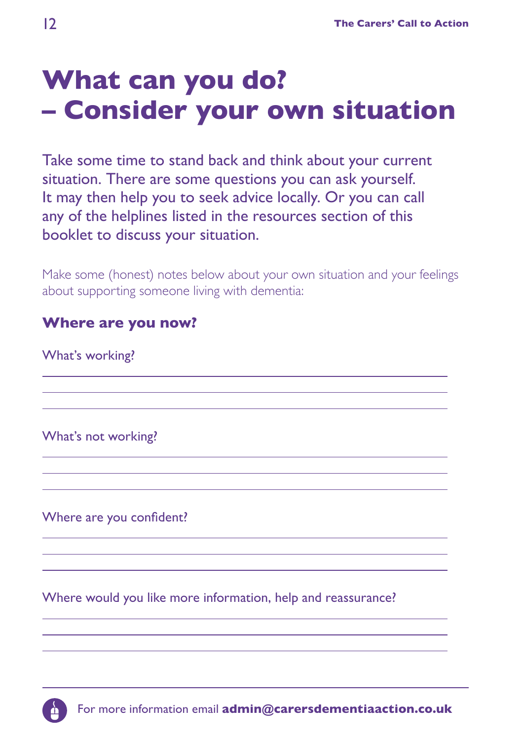# What can you do? – Consider your own situation

Take some time to stand back and think about your current situation. There are some questions you can ask yourself. It may then help you to seek advice locally. Or you can call any of the helplines listed in the resources section of this booklet to discuss your situation.

Make some (honest) notes below about your own situation and your feelings about supporting someone living with dementia:

### Where are you now?

What's working?

What's not working?

Where are you confident?

Where would you like more information, help and reassurance?

For more information email **admin@carersdementiaaction.co.uk**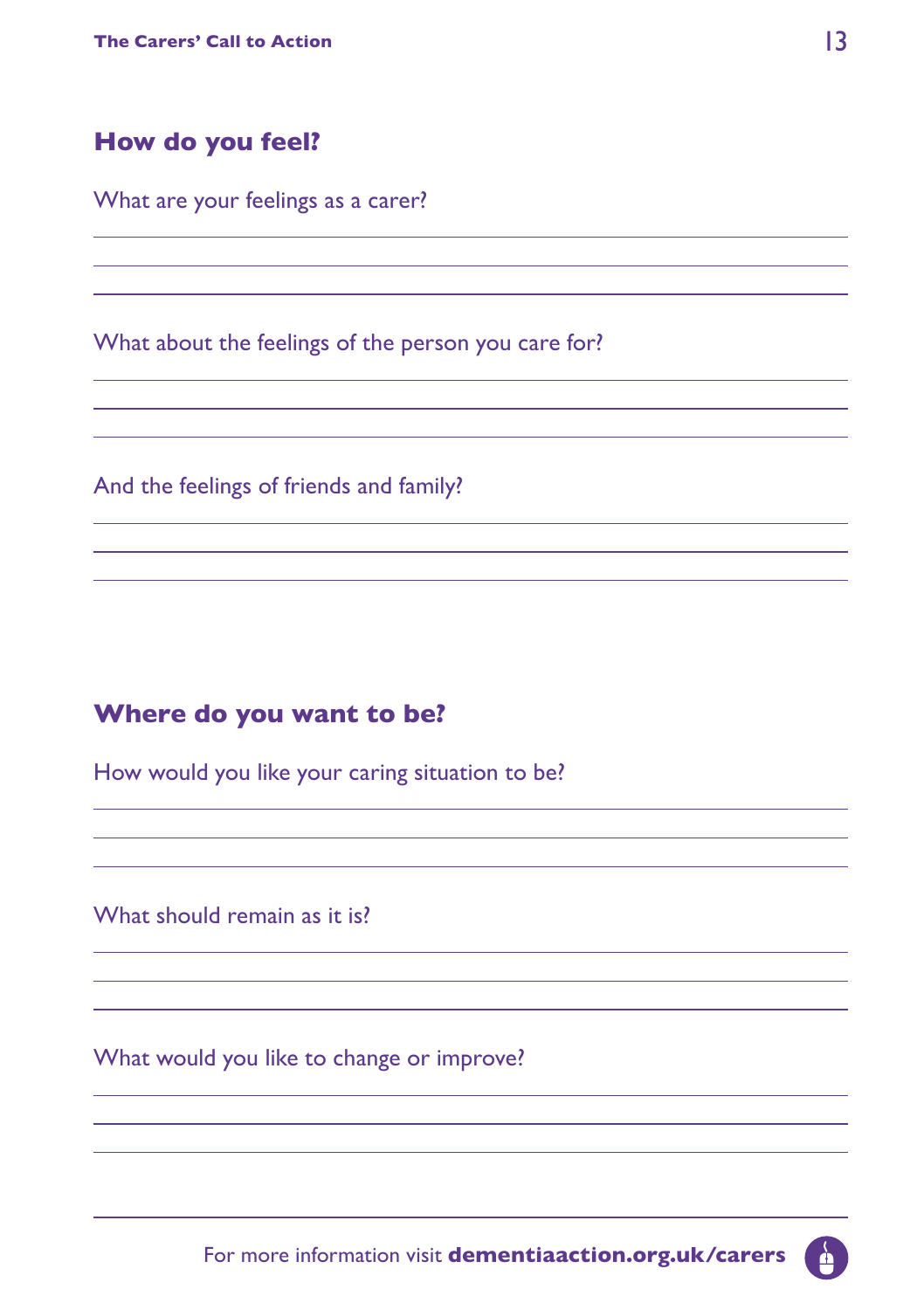## How do you feel?

What are your feelings as a carer?

What about the feelings of the person you care for?

And the feelings of friends and family?

## Where do you want to be?

How would you like your caring situation to be?

What should remain as it is?

What would you like to change or improve?

For more information visit **dementiaaction.org.uk/carers**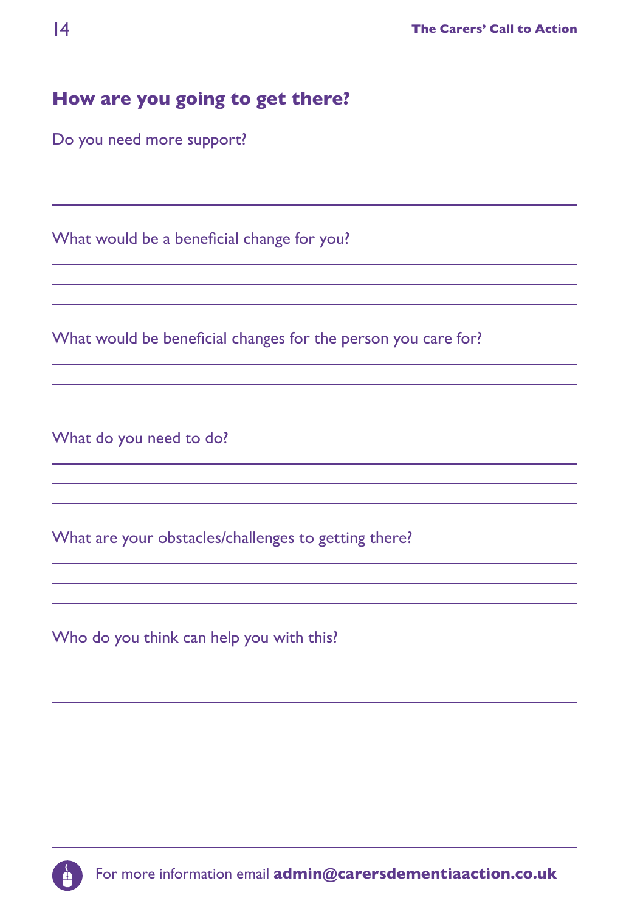## How are you going to get there?

Do you need more support?

What would be a beneficial change for you?

What would be beneficial changes for the person you care for?

What do you need to do?

What are your obstacles/challenges to getting there?

Who do you think can help you with this?

For more information email **admin@carersdementiaaction.co.uk**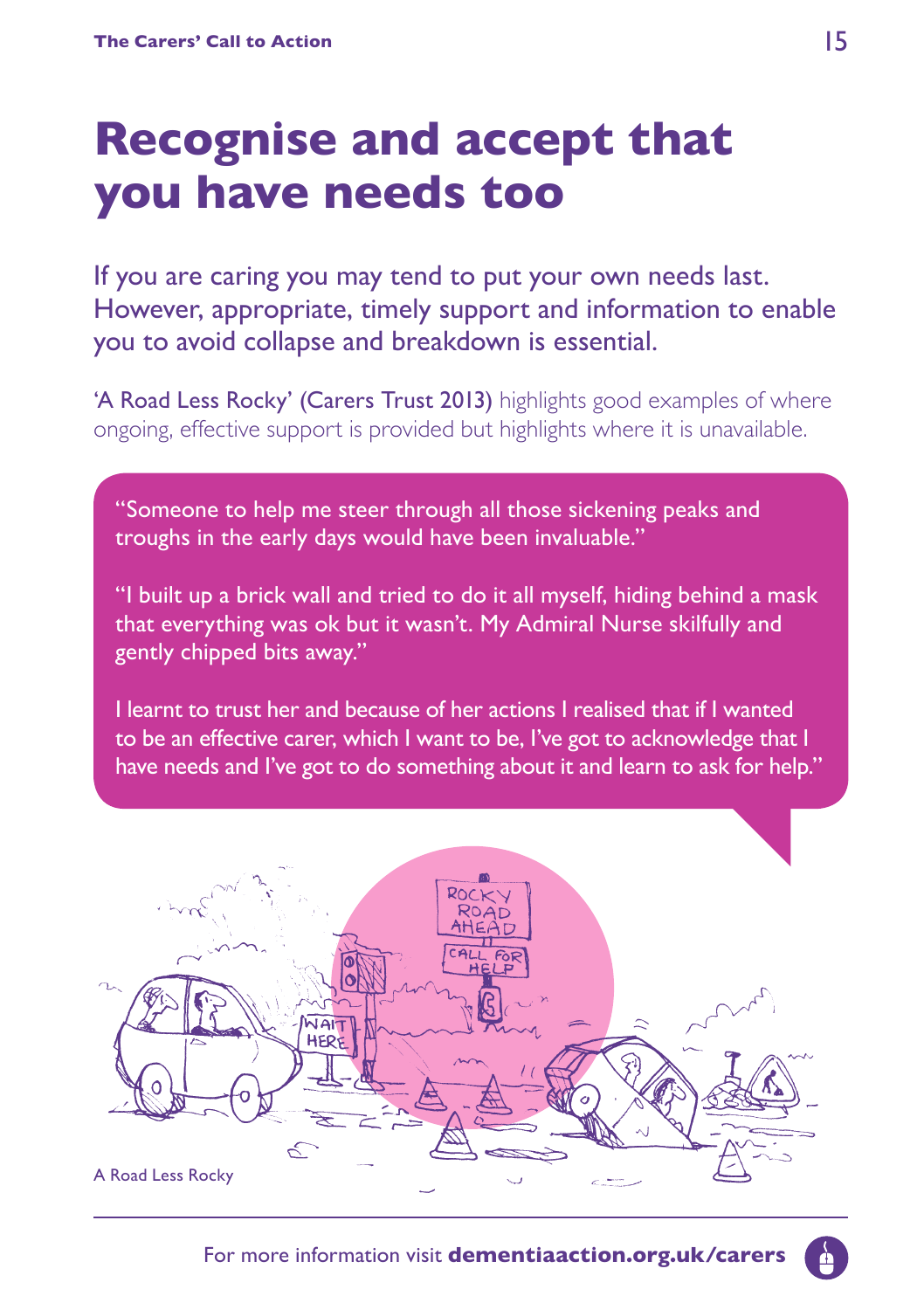# Recognise and accept that you have needs too

If you are caring you may tend to put your own needs last. However, appropriate, timely support and information to enable you to avoid collapse and breakdown is essential.

'A Road Less Rocky' (Carers Trust 2013) highlights good examples of where ongoing, effective support is provided but highlights where it is unavailable.

"Someone to help me steer through all those sickening peaks and troughs in the early days would have been invaluable."

"I built up a brick wall and tried to do it all myself, hiding behind a mask that everything was ok but it wasn't. My Admiral Nurse skilfully and gently chipped bits away."

I learnt to trust her and because of her actions I realised that if I wanted to be an effective carer, which I want to be, I've got to acknowledge that I have needs and I've got to do something about it and learn to ask for help."

A Road Less Rocky

For more information visit **dementiaaction.org.uk/carers**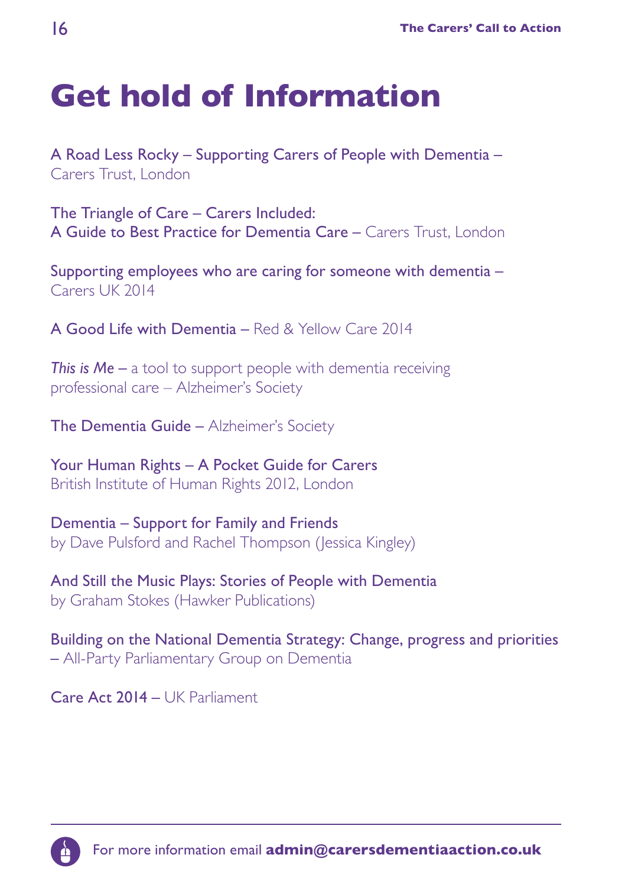# Get hold of Information

A Road Less Rocky – Supporting Carers of People with Dementia – Carers Trust, London

The Triangle of Care – Carers Included:
A Guide to Best Practice for Dementia Care – Carers Trust, London

Supporting employees who are caring for someone with dementia – Carers UK 2014

A Good Life with Dementia – Red & Yellow Care 2014

*This is Me* – a tool to support people with dementia receiving professional care – Alzheimer's Society

The Dementia Guide – Alzheimer's Society

Your Human Rights – A Pocket Guide for Carers
British Institute of Human Rights 2012, London

Dementia – Support for Family and Friends
by Dave Pulsford and Rachel Thompson (Jessica Kingley)

And Still the Music Plays: Stories of People with Dementia
by Graham Stokes (Hawker Publications)

Building on the National Dementia Strategy: Change, progress and priorities – All-Party Parliamentary Group on Dementia

Care Act 2014 – UK Parliament

For more information email **admin@carersdementiaaction.co.uk**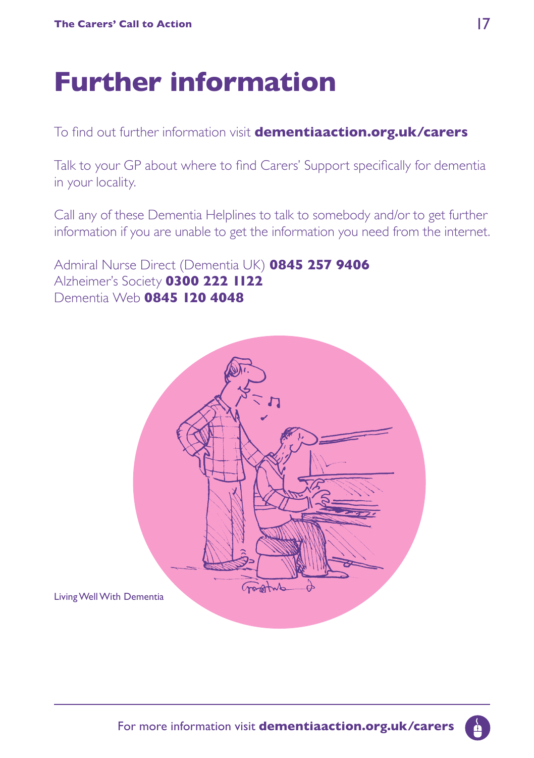# Further information

To find out further information visit **dementiaaction.org.uk/carers**

Talk to your GP about where to find Carers' Support specifically for dementia in your locality.

Call any of these Dementia Helplines to talk to somebody and/or to get further information if you are unable to get the information you need from the internet.

Admiral Nurse Direct (Dementia UK) **0845 257 9406**
Alzheimer's Society **0300 222 1122**
Dementia Web **0845 120 4048**

Living Well With Dementia

For more information visit **dementiaaction.org.uk/carers**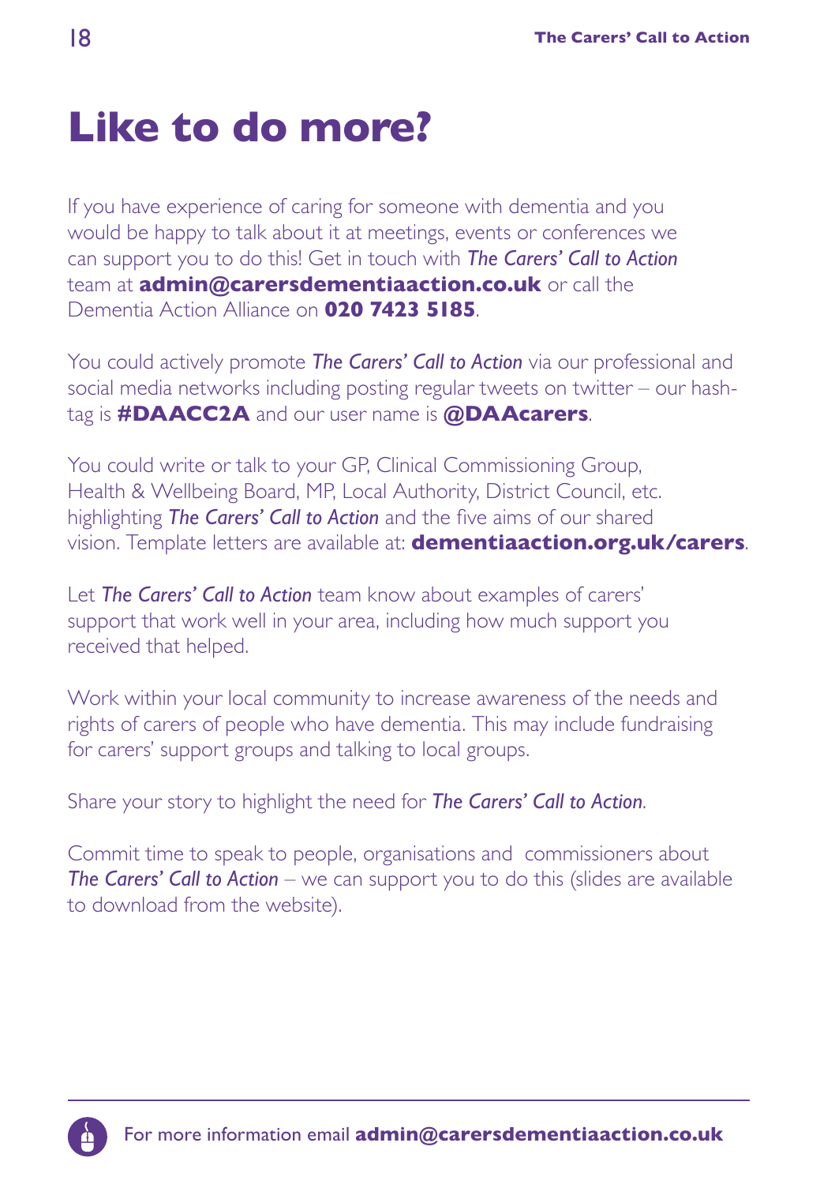# Like to do more?

If you have experience of caring for someone with dementia and you would be happy to talk about it at meetings, events or conferences we can support you to do this! Get in touch with *The Carers' Call to Action* team at **admin@carersdementiaaction.co.uk** or call the Dementia Action Alliance on **020 7423 5185**.

You could actively promote *The Carers' Call to Action* via our professional and social media networks including posting regular tweets on twitter – our hash-tag is **#DAACC2A** and our user name is **@DAAcarers**.

You could write or talk to your GP, Clinical Commissioning Group, Health & Wellbeing Board, MP, Local Authority, District Council, etc. highlighting *The Carers' Call to Action* and the five aims of our shared vision. Template letters are available at: **dementiaaction.org.uk/carers**.

Let *The Carers' Call to Action* team know about examples of carers' support that work well in your area, including how much support you received that helped.

Work within your local community to increase awareness of the needs and rights of carers of people who have dementia. This may include fundraising for carers' support groups and talking to local groups.

Share your story to highlight the need for *The Carers' Call to Action*.

Commit time to speak to people, organisations and commissioners about *The Carers' Call to Action* – we can support you to do this (slides are available to download from the website).

For more information email **admin@carersdementiaaction.co.uk**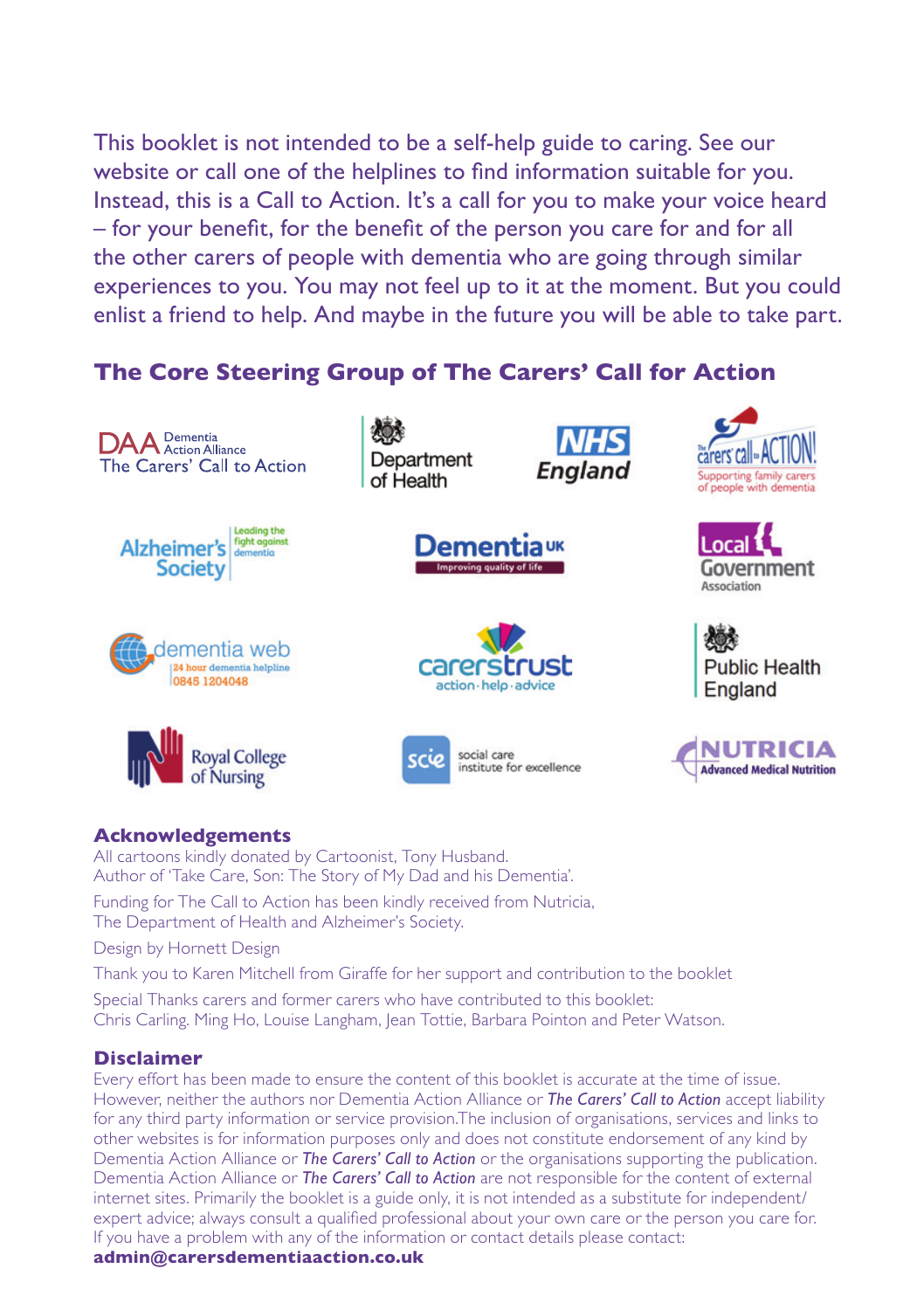This booklet is not intended to be a self-help guide to caring. See our website or call one of the helplines to find information suitable for you. Instead, this is a Call to Action. It's a call for you to make your voice heard – for your benefit, for the benefit of the person you care for and for all the other carers of people with dementia who are going through similar experiences to you. You may not feel up to it at the moment. But you could enlist a friend to help. And maybe in the future you will be able to take part.

## The Core Steering Group of The Carers' Call for Action

DAA Dementia Action Alliance – The Carers' Call to Action

Department of Health

NHS England

The Carers' Call to Action! Supporting family carers of people with dementia

Alzheimer's Society – Leading the fight against dementia

Dementia UK – Improving quality of life

Local Government Association

dementia web – 24 hour dementia helpline 0845 1204048

carers trust – action · help · advice

Public Health England

Royal College of Nursing

scie – social care institute for excellence

NUTRICIA – Advanced Medical Nutrition

### Acknowledgements

All cartoons kindly donated by Cartoonist, Tony Husband.
Author of 'Take Care, Son: The Story of My Dad and his Dementia'.

Funding for The Call to Action has been kindly received from Nutricia, The Department of Health and Alzheimer's Society.

Design by Hornett Design

Thank you to Karen Mitchell from Giraffe for her support and contribution to the booklet

Special Thanks carers and former carers who have contributed to this booklet:
Chris Carling. Ming Ho, Louise Langham, Jean Tottie, Barbara Pointon and Peter Watson.

### Disclaimer

Every effort has been made to ensure the content of this booklet is accurate at the time of issue. However, neither the authors nor Dementia Action Alliance or ***The Carers' Call to Action*** accept liability for any third party information or service provision.The inclusion of organisations, services and links to other websites is for information purposes only and does not constitute endorsement of any kind by Dementia Action Alliance or ***The Carers' Call to Action*** or the organisations supporting the publication. Dementia Action Alliance or ***The Carers' Call to Action*** are not responsible for the content of external internet sites. Primarily the booklet is a guide only, it is not intended as a substitute for independent/ expert advice; always consult a qualified professional about your own care or the person you care for. If you have a problem with any of the information or contact details please contact:
**admin@carersdementiaaction.co.uk**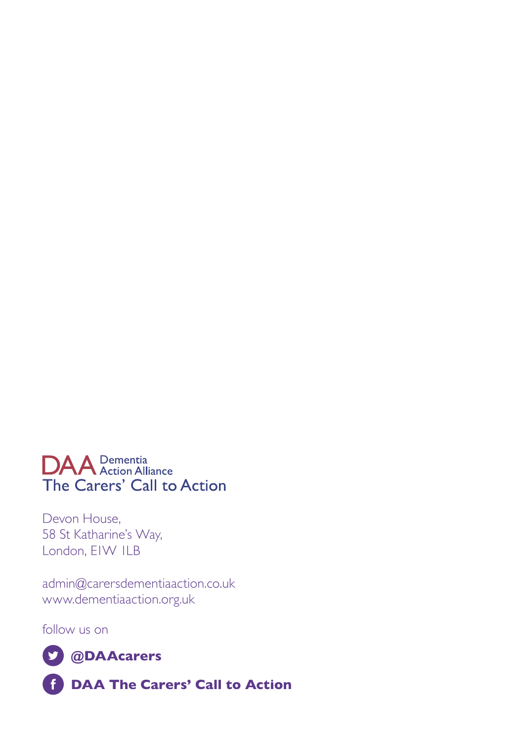DAA Dementia Action Alliance

The Carers' Call to Action

Devon House,
58 St Katharine's Way,
London, E1W 1LB

admin@carersdementiaaction.co.uk
www.dementiaaction.org.uk

follow us on

**@DAAcarers**

**DAA The Carers' Call to Action**